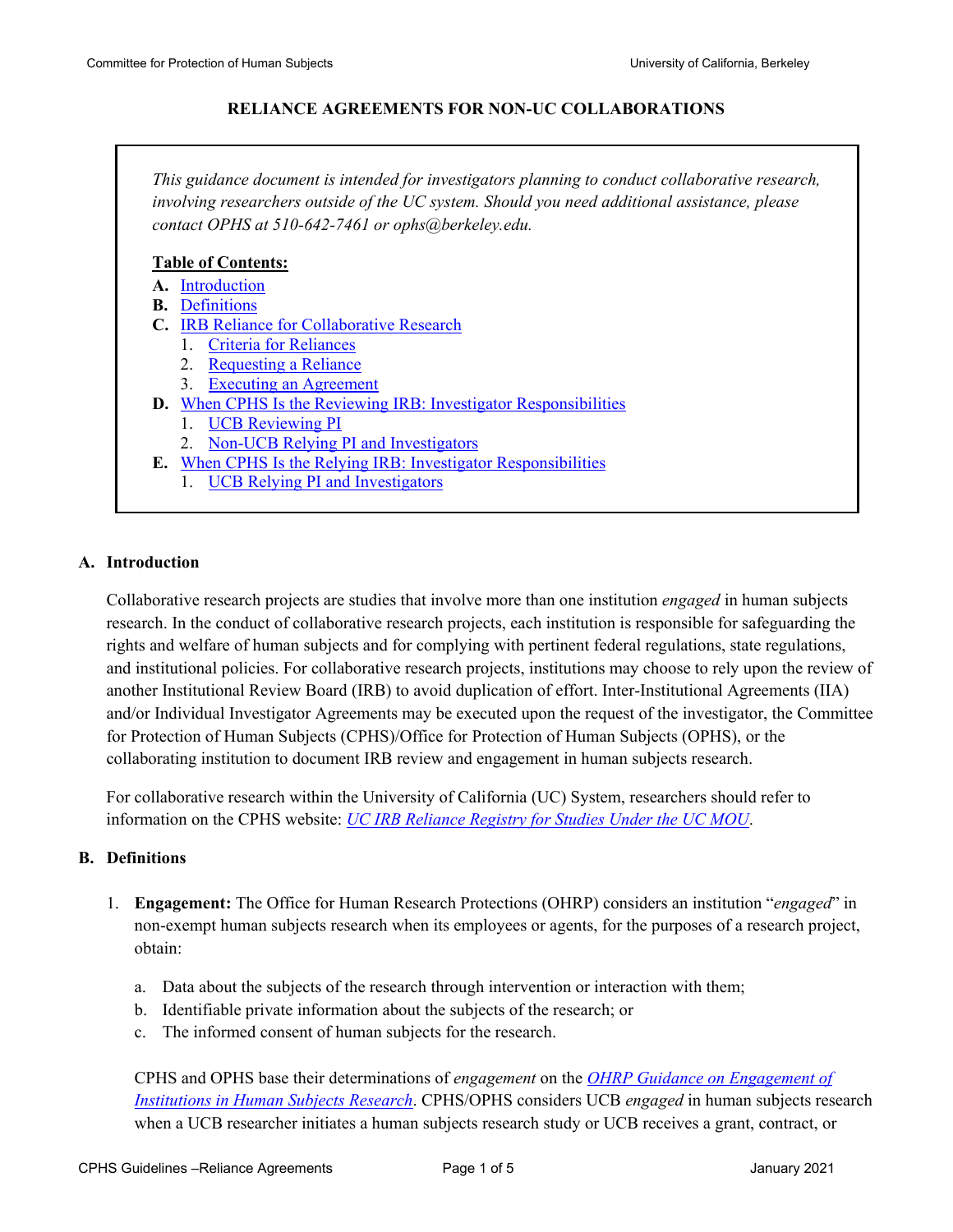# RELIANCE AGREEMENTS FOR NON-UC COLLABORATIONS

*This guidance document is intended for investigators planning to conduct collaborative research, involving researchers outside of the UC system. Should you need additional assistance, please contact OPHS at 510-642-7461 or ophs@berkeley.edu.*

**Table of Contents:**

- **A.** Introduction
- **B.** Definitions
- **C.** IRB Reliance for Collaborative Research
  1. Criteria for Reliances
  2. Requesting a Reliance
  3. Executing an Agreement
- **D.** When CPHS Is the Reviewing IRB: Investigator Responsibilities
  1. UCB Reviewing PI
  2. Non-UCB Relying PI and Investigators
- **E.** When CPHS Is the Relying IRB: Investigator Responsibilities
  1. UCB Relying PI and Investigators

## A. Introduction

Collaborative research projects are studies that involve more than one institution *engaged* in human subjects research. In the conduct of collaborative research projects, each institution is responsible for safeguarding the rights and welfare of human subjects and for complying with pertinent federal regulations, state regulations, and institutional policies. For collaborative research projects, institutions may choose to rely upon the review of another Institutional Review Board (IRB) to avoid duplication of effort. Inter-Institutional Agreements (IIA) and/or Individual Investigator Agreements may be executed upon the request of the investigator, the Committee for Protection of Human Subjects (CPHS)/Office for Protection of Human Subjects (OPHS), or the collaborating institution to document IRB review and engagement in human subjects research.

For collaborative research within the University of California (UC) System, researchers should refer to information on the CPHS website: *UC IRB Reliance Registry for Studies Under the UC MOU*.

## B. Definitions

1. **Engagement:** The Office for Human Research Protections (OHRP) considers an institution "*engaged*" in non-exempt human subjects research when its employees or agents, for the purposes of a research project, obtain:

   a. Data about the subjects of the research through intervention or interaction with them;
   b. Identifiable private information about the subjects of the research; or
   c. The informed consent of human subjects for the research.

   CPHS and OPHS base their determinations of *engagement* on the *OHRP Guidance on Engagement of Institutions in Human Subjects Research*. CPHS/OPHS considers UCB *engaged* in human subjects research when a UCB researcher initiates a human subjects research study or UCB receives a grant, contract, or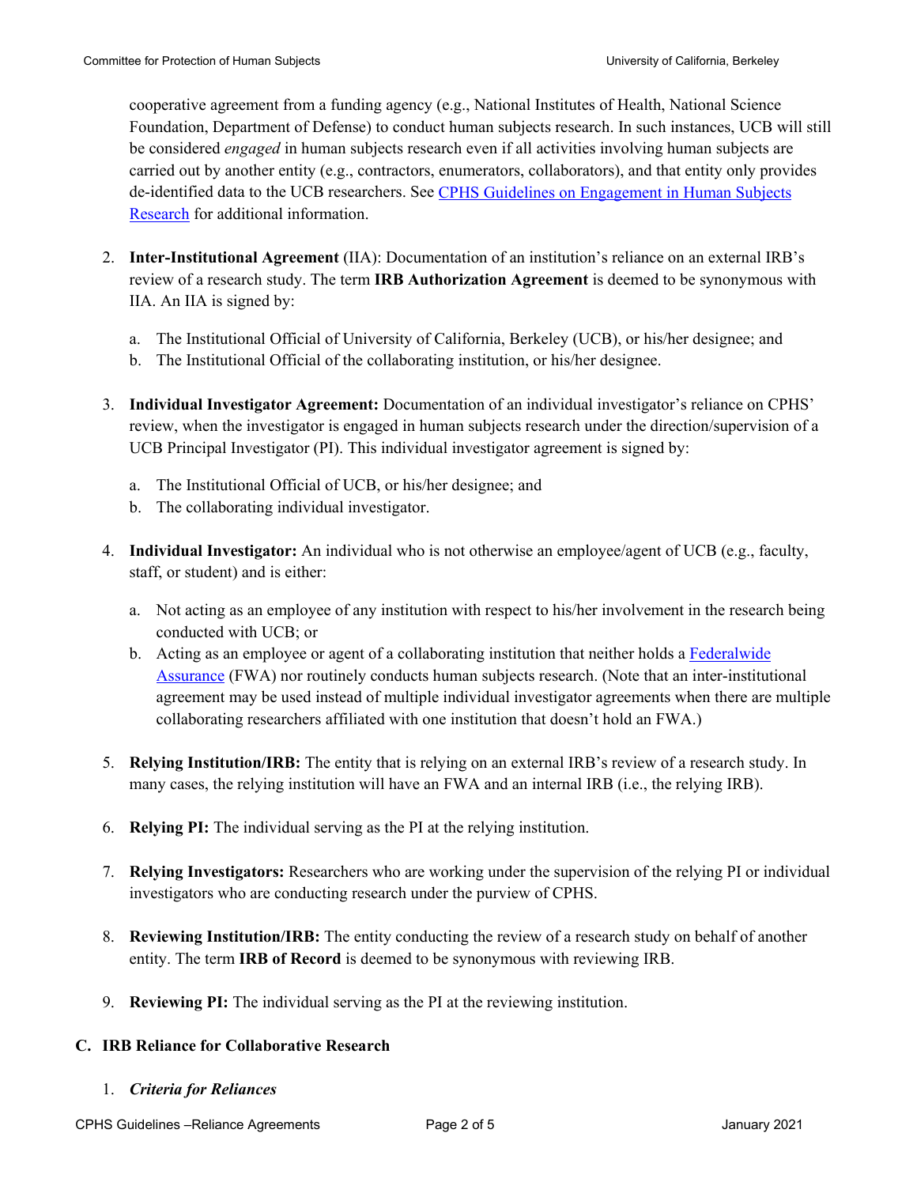cooperative agreement from a funding agency (e.g., National Institutes of Health, National Science Foundation, Department of Defense) to conduct human subjects research. In such instances, UCB will still be considered *engaged* in human subjects research even if all activities involving human subjects are carried out by another entity (e.g., contractors, enumerators, collaborators), and that entity only provides de-identified data to the UCB researchers. See [CPHS Guidelines on Engagement in Human Subjects Research]() for additional information.

2. **Inter-Institutional Agreement** (IIA): Documentation of an institution's reliance on an external IRB's review of a research study. The term **IRB Authorization Agreement** is deemed to be synonymous with IIA. An IIA is signed by:

   a. The Institutional Official of University of California, Berkeley (UCB), or his/her designee; and
   b. The Institutional Official of the collaborating institution, or his/her designee.

3. **Individual Investigator Agreement:** Documentation of an individual investigator's reliance on CPHS' review, when the investigator is engaged in human subjects research under the direction/supervision of a UCB Principal Investigator (PI). This individual investigator agreement is signed by:

   a. The Institutional Official of UCB, or his/her designee; and
   b. The collaborating individual investigator.

4. **Individual Investigator:** An individual who is not otherwise an employee/agent of UCB (e.g., faculty, staff, or student) and is either:

   a. Not acting as an employee of any institution with respect to his/her involvement in the research being conducted with UCB; or
   b. Acting as an employee or agent of a collaborating institution that neither holds a [Federalwide Assurance]() (FWA) nor routinely conducts human subjects research. (Note that an inter-institutional agreement may be used instead of multiple individual investigator agreements when there are multiple collaborating researchers affiliated with one institution that doesn't hold an FWA.)

5. **Relying Institution/IRB:** The entity that is relying on an external IRB's review of a research study. In many cases, the relying institution will have an FWA and an internal IRB (i.e., the relying IRB).

6. **Relying PI:** The individual serving as the PI at the relying institution.

7. **Relying Investigators:** Researchers who are working under the supervision of the relying PI or individual investigators who are conducting research under the purview of CPHS.

8. **Reviewing Institution/IRB:** The entity conducting the review of a research study on behalf of another entity. The term **IRB of Record** is deemed to be synonymous with reviewing IRB.

9. **Reviewing PI:** The individual serving as the PI at the reviewing institution.

## C. IRB Reliance for Collaborative Research

1. ***Criteria for Reliances***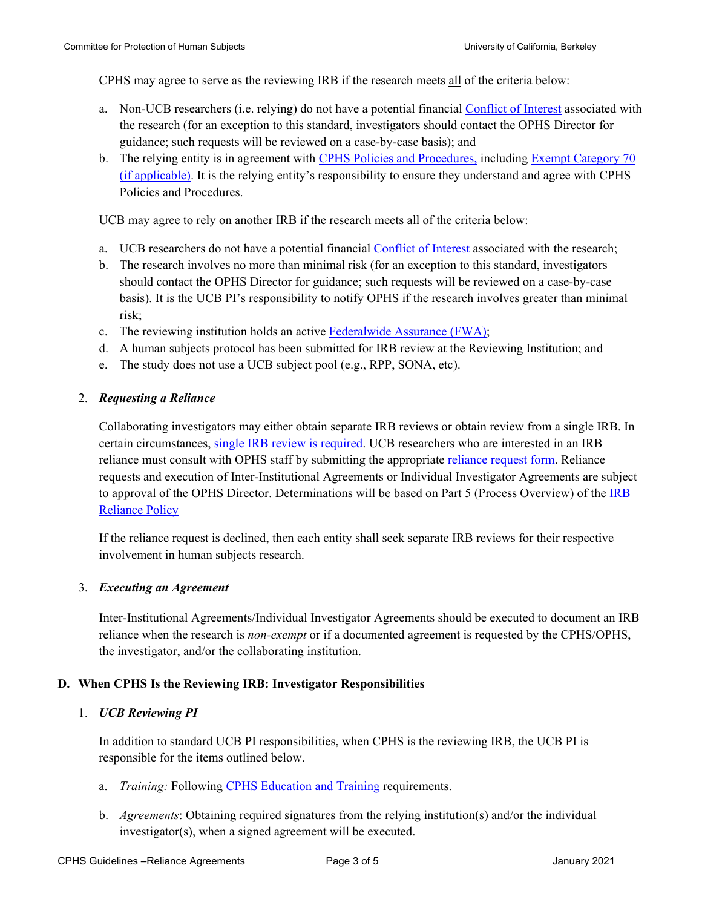CPHS may agree to serve as the reviewing IRB if the research meets <u>all</u> of the criteria below:

a. Non-UCB researchers (i.e. relying) do not have a potential financial Conflict of Interest associated with the research (for an exception to this standard, investigators should contact the OPHS Director for guidance; such requests will be reviewed on a case-by-case basis); and
b. The relying entity is in agreement with CPHS Policies and Procedures, including Exempt Category 70 (if applicable). It is the relying entity's responsibility to ensure they understand and agree with CPHS Policies and Procedures.

UCB may agree to rely on another IRB if the research meets <u>all</u> of the criteria below:

a. UCB researchers do not have a potential financial Conflict of Interest associated with the research;
b. The research involves no more than minimal risk (for an exception to this standard, investigators should contact the OPHS Director for guidance; such requests will be reviewed on a case-by-case basis). It is the UCB PI's responsibility to notify OPHS if the research involves greater than minimal risk;
c. The reviewing institution holds an active Federalwide Assurance (FWA);
d. A human subjects protocol has been submitted for IRB review at the Reviewing Institution; and
e. The study does not use a UCB subject pool (e.g., RPP, SONA, etc).

2. ***Requesting a Reliance***

Collaborating investigators may either obtain separate IRB reviews or obtain review from a single IRB. In certain circumstances, single IRB review is required. UCB researchers who are interested in an IRB reliance must consult with OPHS staff by submitting the appropriate reliance request form. Reliance requests and execution of Inter-Institutional Agreements or Individual Investigator Agreements are subject to approval of the OPHS Director. Determinations will be based on Part 5 (Process Overview) of the IRB Reliance Policy

If the reliance request is declined, then each entity shall seek separate IRB reviews for their respective involvement in human subjects research.

3. ***Executing an Agreement***

Inter-Institutional Agreements/Individual Investigator Agreements should be executed to document an IRB reliance when the research is *non-exempt* or if a documented agreement is requested by the CPHS/OPHS, the investigator, and/or the collaborating institution.

### D. When CPHS Is the Reviewing IRB: Investigator Responsibilities

1. ***UCB Reviewing PI***

In addition to standard UCB PI responsibilities, when CPHS is the reviewing IRB, the UCB PI is responsible for the items outlined below.

a. *Training:* Following CPHS Education and Training requirements.

b. *Agreements*: Obtaining required signatures from the relying institution(s) and/or the individual investigator(s), when a signed agreement will be executed.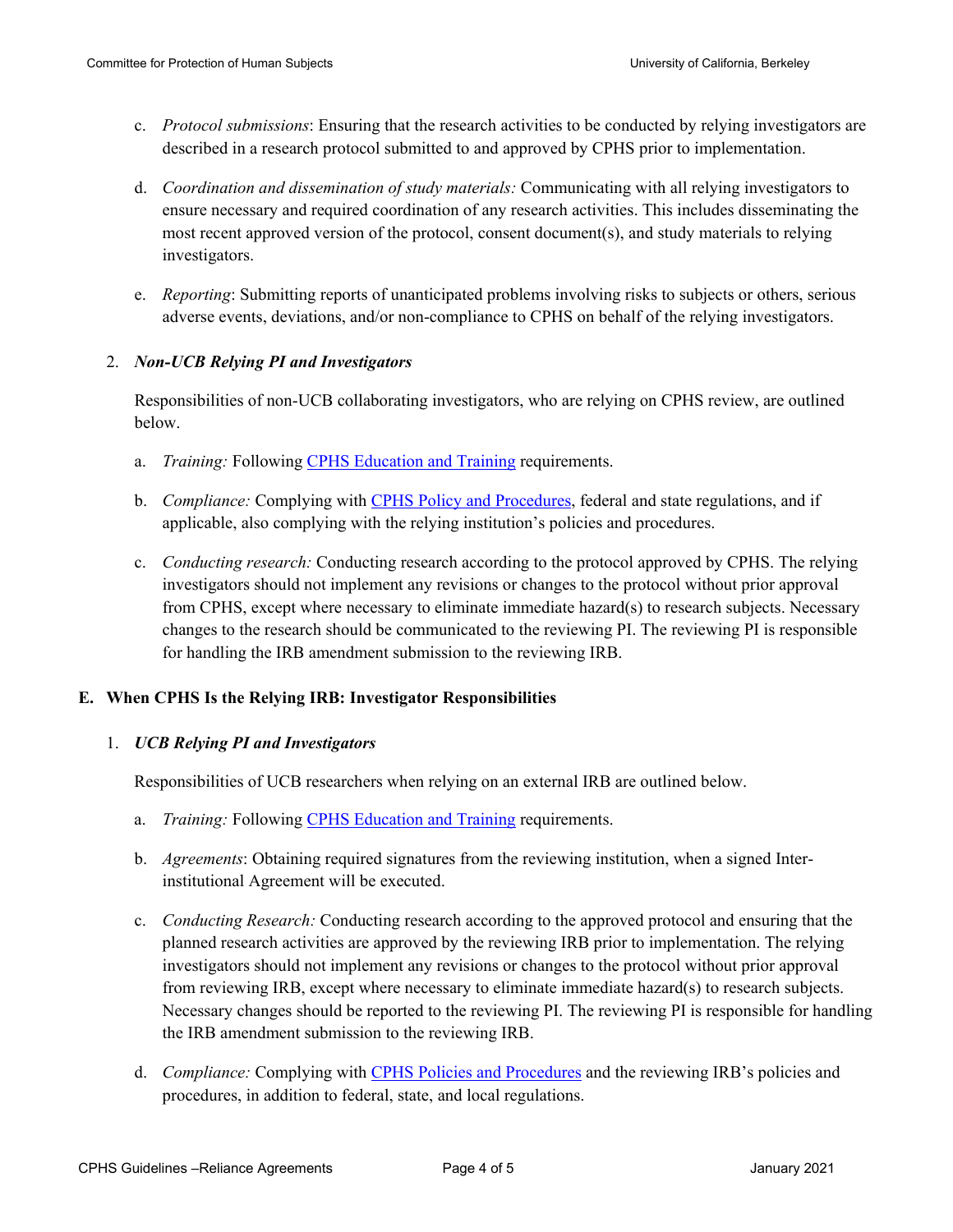c. *Protocol submissions*: Ensuring that the research activities to be conducted by relying investigators are described in a research protocol submitted to and approved by CPHS prior to implementation.

d. *Coordination and dissemination of study materials:* Communicating with all relying investigators to ensure necessary and required coordination of any research activities. This includes disseminating the most recent approved version of the protocol, consent document(s), and study materials to relying investigators.

e. *Reporting*: Submitting reports of unanticipated problems involving risks to subjects or others, serious adverse events, deviations, and/or non-compliance to CPHS on behalf of the relying investigators.

2. ***Non-UCB Relying PI and Investigators***

Responsibilities of non-UCB collaborating investigators, who are relying on CPHS review, are outlined below.

a. *Training:* Following CPHS Education and Training requirements.

b. *Compliance:* Complying with CPHS Policy and Procedures, federal and state regulations, and if applicable, also complying with the relying institution's policies and procedures.

c. *Conducting research:* Conducting research according to the protocol approved by CPHS. The relying investigators should not implement any revisions or changes to the protocol without prior approval from CPHS, except where necessary to eliminate immediate hazard(s) to research subjects. Necessary changes to the research should be communicated to the reviewing PI. The reviewing PI is responsible for handling the IRB amendment submission to the reviewing IRB.

## E. When CPHS Is the Relying IRB: Investigator Responsibilities

1. ***UCB Relying PI and Investigators***

Responsibilities of UCB researchers when relying on an external IRB are outlined below.

a. *Training:* Following CPHS Education and Training requirements.

b. *Agreements*: Obtaining required signatures from the reviewing institution, when a signed Inter-institutional Agreement will be executed.

c. *Conducting Research:* Conducting research according to the approved protocol and ensuring that the planned research activities are approved by the reviewing IRB prior to implementation. The relying investigators should not implement any revisions or changes to the protocol without prior approval from reviewing IRB, except where necessary to eliminate immediate hazard(s) to research subjects. Necessary changes should be reported to the reviewing PI. The reviewing PI is responsible for handling the IRB amendment submission to the reviewing IRB.

d. *Compliance:* Complying with CPHS Policies and Procedures and the reviewing IRB's policies and procedures, in addition to federal, state, and local regulations.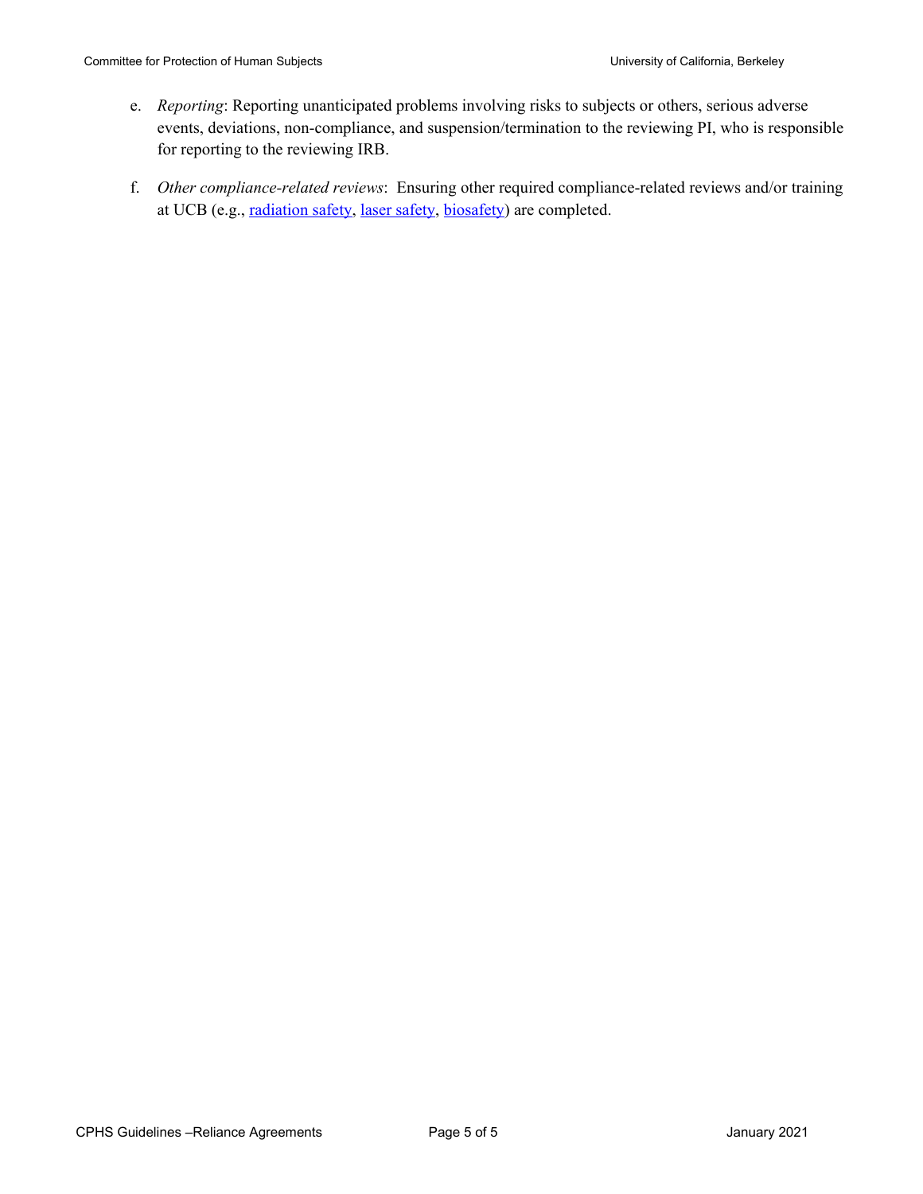e. *Reporting*: Reporting unanticipated problems involving risks to subjects or others, serious adverse events, deviations, non-compliance, and suspension/termination to the reviewing PI, who is responsible for reporting to the reviewing IRB.

f. *Other compliance-related reviews*: Ensuring other required compliance-related reviews and/or training at UCB (e.g., radiation safety, laser safety, biosafety) are completed.